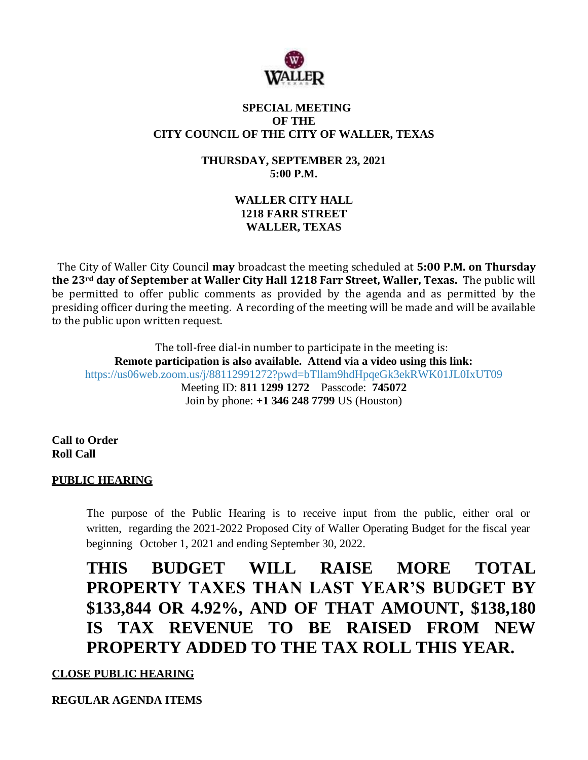**SPECIAL MEETING**
**OF THE**
**CITY COUNCIL OF THE CITY OF WALLER, TEXAS**

**THURSDAY, SEPTEMBER 23, 2021**
**5:00 P.M.**

**WALLER CITY HALL**
**1218 FARR STREET**
**WALLER, TEXAS**

The City of Waller City Council **may** broadcast the meeting scheduled at **5:00 P.M. on Thursday the 23rd day of September at Waller City Hall 1218 Farr Street, Waller, Texas.** The public will be permitted to offer public comments as provided by the agenda and as permitted by the presiding officer during the meeting. A recording of the meeting will be made and will be available to the public upon written request.

The toll-free dial-in number to participate in the meeting is:
**Remote participation is also available. Attend via a video using this link:**
https://us06web.zoom.us/j/88112991272?pwd=bTllam9hdHpqeGk3ekRWK01JL0IxUT09
Meeting ID: **811 1299 1272** Passcode: **745072**
Join by phone: **+1 346 248 7799** US (Houston)

**Call to Order**
**Roll Call**

**PUBLIC HEARING**

The purpose of the Public Hearing is to receive input from the public, either oral or written, regarding the 2021-2022 Proposed City of Waller Operating Budget for the fiscal year beginning October 1, 2021 and ending September 30, 2022.

**THIS BUDGET WILL RAISE MORE TOTAL PROPERTY TAXES THAN LAST YEAR'S BUDGET BY $133,844 OR 4.92%, AND OF THAT AMOUNT, $138,180 IS TAX REVENUE TO BE RAISED FROM NEW PROPERTY ADDED TO THE TAX ROLL THIS YEAR.**

**CLOSE PUBLIC HEARING**

**REGULAR AGENDA ITEMS**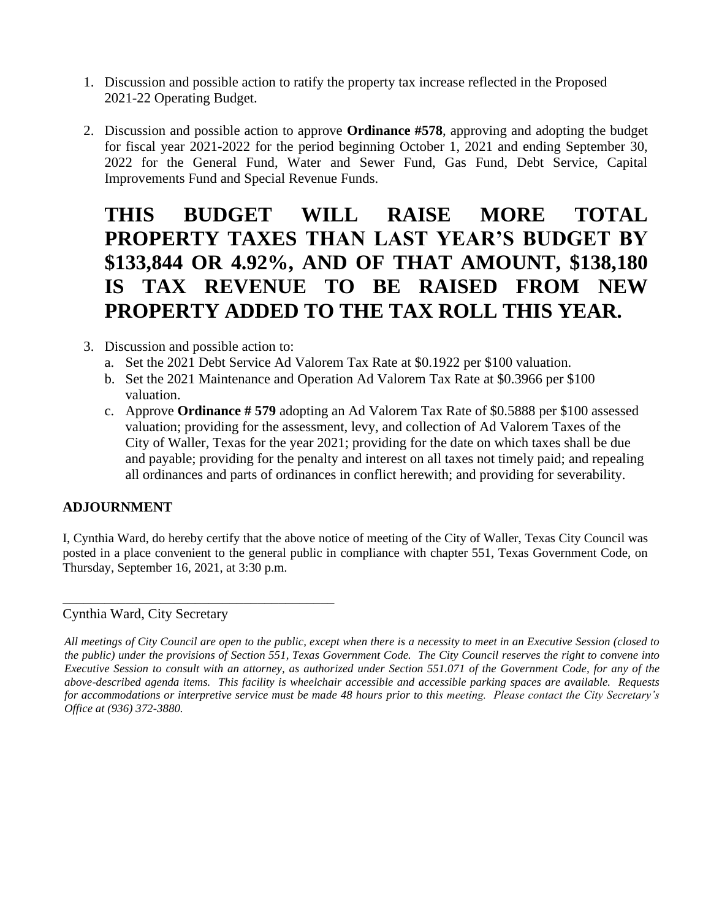1. Discussion and possible action to ratify the property tax increase reflected in the Proposed 2021-22 Operating Budget.

2. Discussion and possible action to approve **Ordinance #578**, approving and adopting the budget for fiscal year 2021-2022 for the period beginning October 1, 2021 and ending September 30, 2022 for the General Fund, Water and Sewer Fund, Gas Fund, Debt Service, Capital Improvements Fund and Special Revenue Funds.

   **THIS BUDGET WILL RAISE MORE TOTAL PROPERTY TAXES THAN LAST YEAR'S BUDGET BY $133,844 OR 4.92%, AND OF THAT AMOUNT, $138,180 IS TAX REVENUE TO BE RAISED FROM NEW PROPERTY ADDED TO THE TAX ROLL THIS YEAR.**

3. Discussion and possible action to:
   a. Set the 2021 Debt Service Ad Valorem Tax Rate at $0.1922 per $100 valuation.
   b. Set the 2021 Maintenance and Operation Ad Valorem Tax Rate at $0.3966 per $100 valuation.
   c. Approve **Ordinance # 579** adopting an Ad Valorem Tax Rate of $0.5888 per $100 assessed valuation; providing for the assessment, levy, and collection of Ad Valorem Taxes of the City of Waller, Texas for the year 2021; providing for the date on which taxes shall be due and payable; providing for the penalty and interest on all taxes not timely paid; and repealing all ordinances and parts of ordinances in conflict herewith; and providing for severability.

**ADJOURNMENT**

I, Cynthia Ward, do hereby certify that the above notice of meeting of the City of Waller, Texas City Council was posted in a place convenient to the general public in compliance with chapter 551, Texas Government Code, on Thursday, September 16, 2021, at 3:30 p.m.

\_\_\_\_\_\_\_\_\_\_\_\_\_\_\_\_\_\_\_\_\_\_\_\_\_\_\_\_\_\_\_\_\_\_\_\_\_\_\_\_

Cynthia Ward, City Secretary

*All meetings of City Council are open to the public, except when there is a necessity to meet in an Executive Session (closed to the public) under the provisions of Section 551, Texas Government Code. The City Council reserves the right to convene into Executive Session to consult with an attorney, as authorized under Section 551.071 of the Government Code, for any of the above-described agenda items. This facility is wheelchair accessible and accessible parking spaces are available. Requests for accommodations or interpretive service must be made 48 hours prior to this meeting. Please contact the City Secretary's Office at (936) 372-3880.*